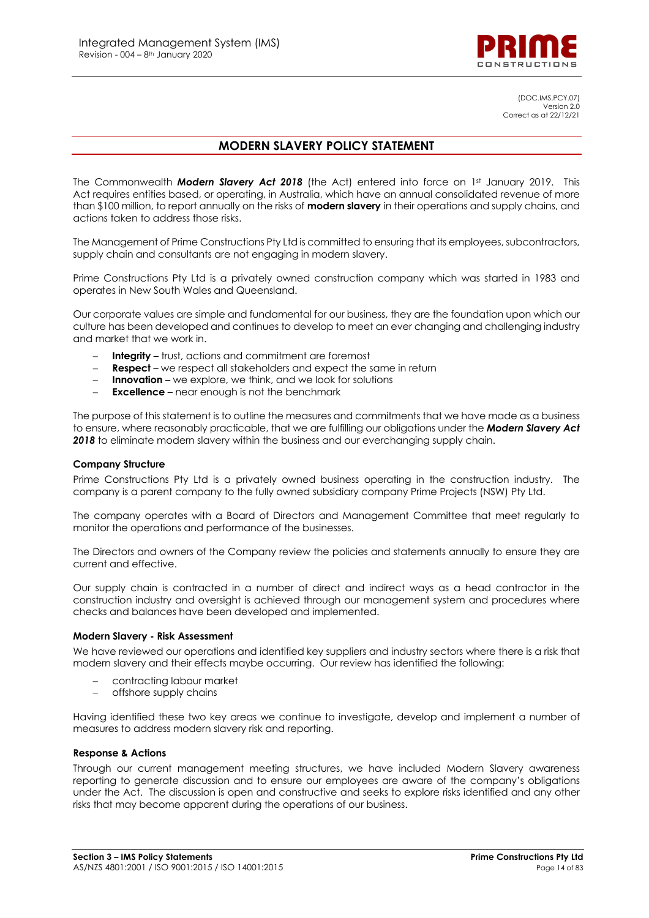(DOC.IMS.PCY.07)
Version 2.0
Correct as at 22/12/21

## MODERN SLAVERY POLICY STATEMENT

The Commonwealth ***Modern Slavery Act 2018*** (the Act) entered into force on 1st January 2019. This Act requires entities based, or operating, in Australia, which have an annual consolidated revenue of more than $100 million, to report annually on the risks of **modern slavery** in their operations and supply chains, and actions taken to address those risks.

The Management of Prime Constructions Pty Ltd is committed to ensuring that its employees, subcontractors, supply chain and consultants are not engaging in modern slavery.

Prime Constructions Pty Ltd is a privately owned construction company which was started in 1983 and operates in New South Wales and Queensland.

Our corporate values are simple and fundamental for our business, they are the foundation upon which our culture has been developed and continues to develop to meet an ever changing and challenging industry and market that we work in.

- **Integrity** – trust, actions and commitment are foremost
- **Respect** – we respect all stakeholders and expect the same in return
- **Innovation** – we explore, we think, and we look for solutions
- **Excellence** – near enough is not the benchmark

The purpose of this statement is to outline the measures and commitments that we have made as a business to ensure, where reasonably practicable, that we are fulfilling our obligations under the ***Modern Slavery Act 2018*** to eliminate modern slavery within the business and our everchanging supply chain.

### Company Structure

Prime Constructions Pty Ltd is a privately owned business operating in the construction industry. The company is a parent company to the fully owned subsidiary company Prime Projects (NSW) Pty Ltd.

The company operates with a Board of Directors and Management Committee that meet regularly to monitor the operations and performance of the businesses.

The Directors and owners of the Company review the policies and statements annually to ensure they are current and effective.

Our supply chain is contracted in a number of direct and indirect ways as a head contractor in the construction industry and oversight is achieved through our management system and procedures where checks and balances have been developed and implemented.

### Modern Slavery - Risk Assessment

We have reviewed our operations and identified key suppliers and industry sectors where there is a risk that modern slavery and their effects maybe occurring. Our review has identified the following:

- contracting labour market
- offshore supply chains

Having identified these two key areas we continue to investigate, develop and implement a number of measures to address modern slavery risk and reporting.

### Response & Actions

Through our current management meeting structures, we have included Modern Slavery awareness reporting to generate discussion and to ensure our employees are aware of the company's obligations under the Act. The discussion is open and constructive and seeks to explore risks identified and any other risks that may become apparent during the operations of our business.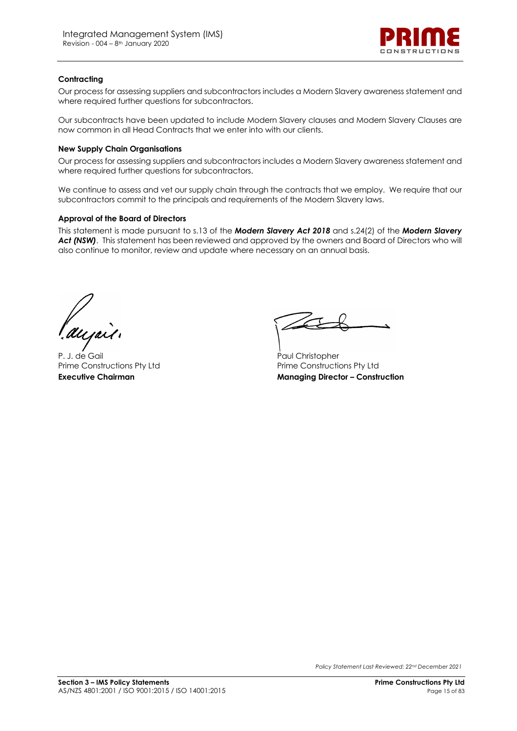### Contracting

Our process for assessing suppliers and subcontractors includes a Modern Slavery awareness statement and where required further questions for subcontractors.

Our subcontracts have been updated to include Modern Slavery clauses and Modern Slavery Clauses are now common in all Head Contracts that we enter into with our clients.

### New Supply Chain Organisations

Our process for assessing suppliers and subcontractors includes a Modern Slavery awareness statement and where required further questions for subcontractors.

We continue to assess and vet our supply chain through the contracts that we employ. We require that our subcontractors commit to the principals and requirements of the Modern Slavery laws.

### Approval of the Board of Directors

This statement is made pursuant to s.13 of the ***Modern Slavery Act 2018*** and s.24(2) of the ***Modern Slavery Act (NSW)***. This statement has been reviewed and approved by the owners and Board of Directors who will also continue to monitor, review and update where necessary on an annual basis.

P. J. de Gail
Prime Constructions Pty Ltd
**Executive Chairman**

Paul Christopher
Prime Constructions Pty Ltd
**Managing Director – Construction**

*Policy Statement Last Reviewed: 22nd December 2021*